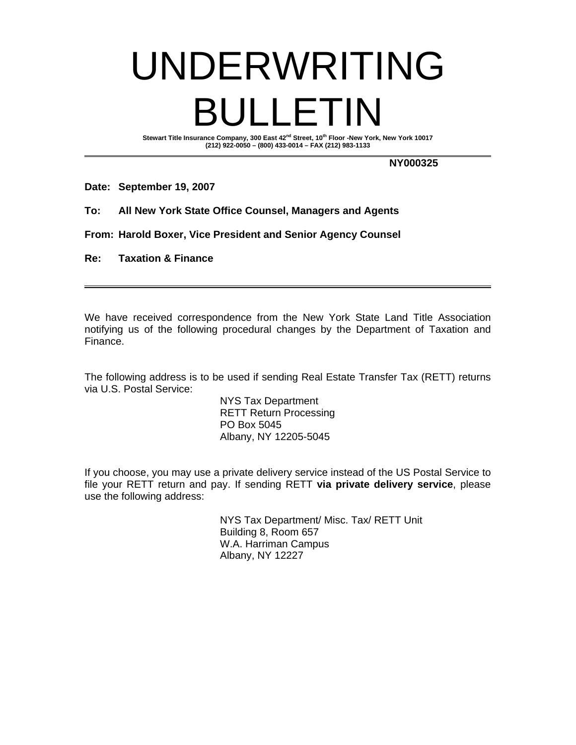# UNDERWRITING BULLETIN

**Stewart Title Insurance Company, 300 East 42nd Street, 10th Floor -New York, New York 10017**
**(212) 922-0050 – (800) 433-0014 – FAX (212) 983-1133**

---

**NY000325**

**Date: September 19, 2007**

**To: All New York State Office Counsel, Managers and Agents**

**From: Harold Boxer, Vice President and Senior Agency Counsel**

**Re: Taxation & Finance**

---

We have received correspondence from the New York State Land Title Association notifying us of the following procedural changes by the Department of Taxation and Finance.

The following address is to be used if sending Real Estate Transfer Tax (RETT) returns via U.S. Postal Service:

> NYS Tax Department
> RETT Return Processing
> PO Box 5045
> Albany, NY 12205-5045

If you choose, you may use a private delivery service instead of the US Postal Service to file your RETT return and pay. If sending RETT **via private delivery service**, please use the following address:

> NYS Tax Department/ Misc. Tax/ RETT Unit
> Building 8, Room 657
> W.A. Harriman Campus
> Albany, NY 12227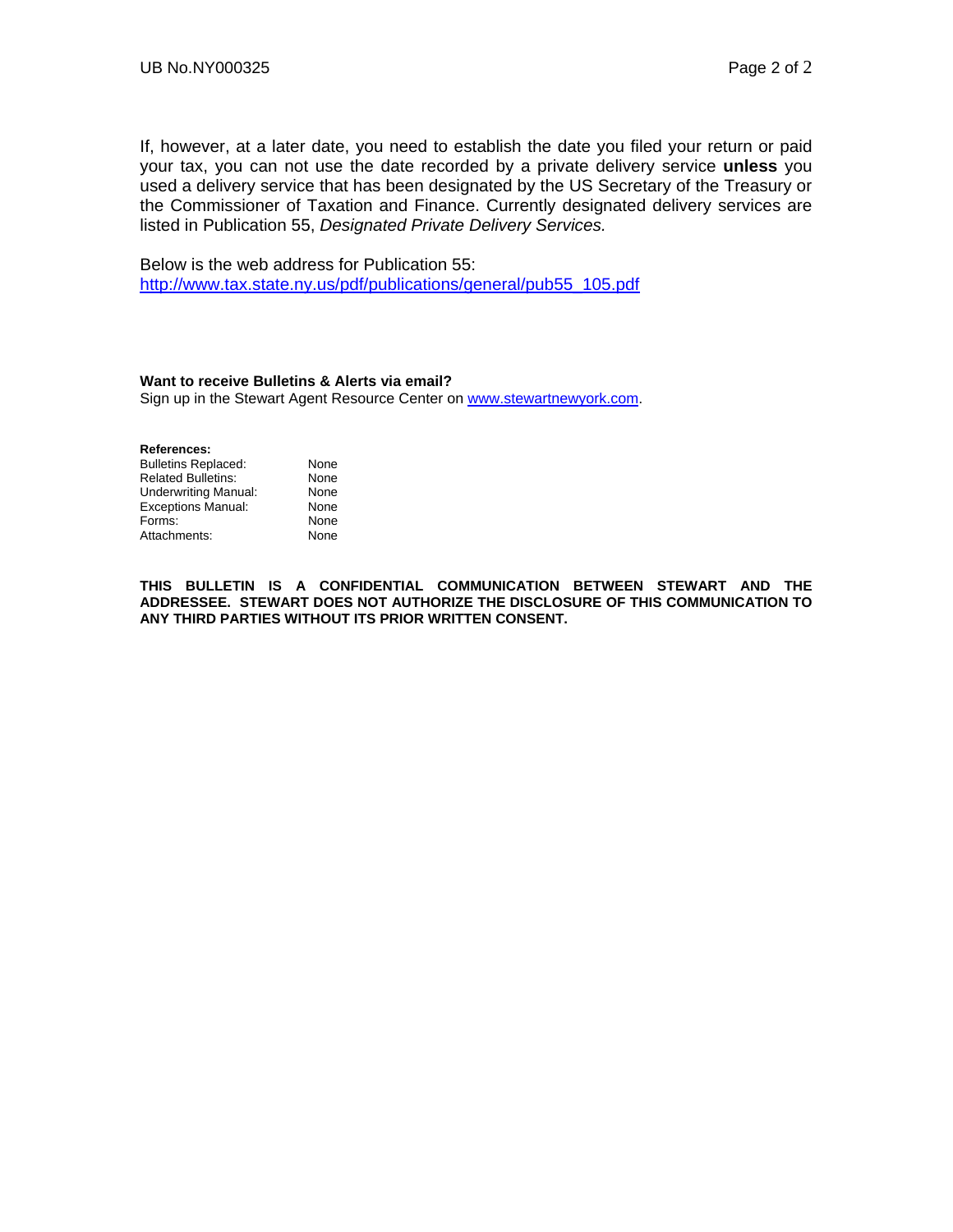If, however, at a later date, you need to establish the date you filed your return or paid your tax, you can not use the date recorded by a private delivery service **unless** you used a delivery service that has been designated by the US Secretary of the Treasury or the Commissioner of Taxation and Finance. Currently designated delivery services are listed in Publication 55, *Designated Private Delivery Services.*

Below is the web address for Publication 55:
http://www.tax.state.ny.us/pdf/publications/general/pub55_105.pdf

**Want to receive Bulletins & Alerts via email?**
Sign up in the Stewart Agent Resource Center on www.stewartnewyork.com.

**References:**

| | |
|---|---|
| Bulletins Replaced: | None |
| Related Bulletins: | None |
| Underwriting Manual: | None |
| Exceptions Manual: | None |
| Forms: | None |
| Attachments: | None |

**THIS BULLETIN IS A CONFIDENTIAL COMMUNICATION BETWEEN STEWART AND THE ADDRESSEE. STEWART DOES NOT AUTHORIZE THE DISCLOSURE OF THIS COMMUNICATION TO ANY THIRD PARTIES WITHOUT ITS PRIOR WRITTEN CONSENT.**